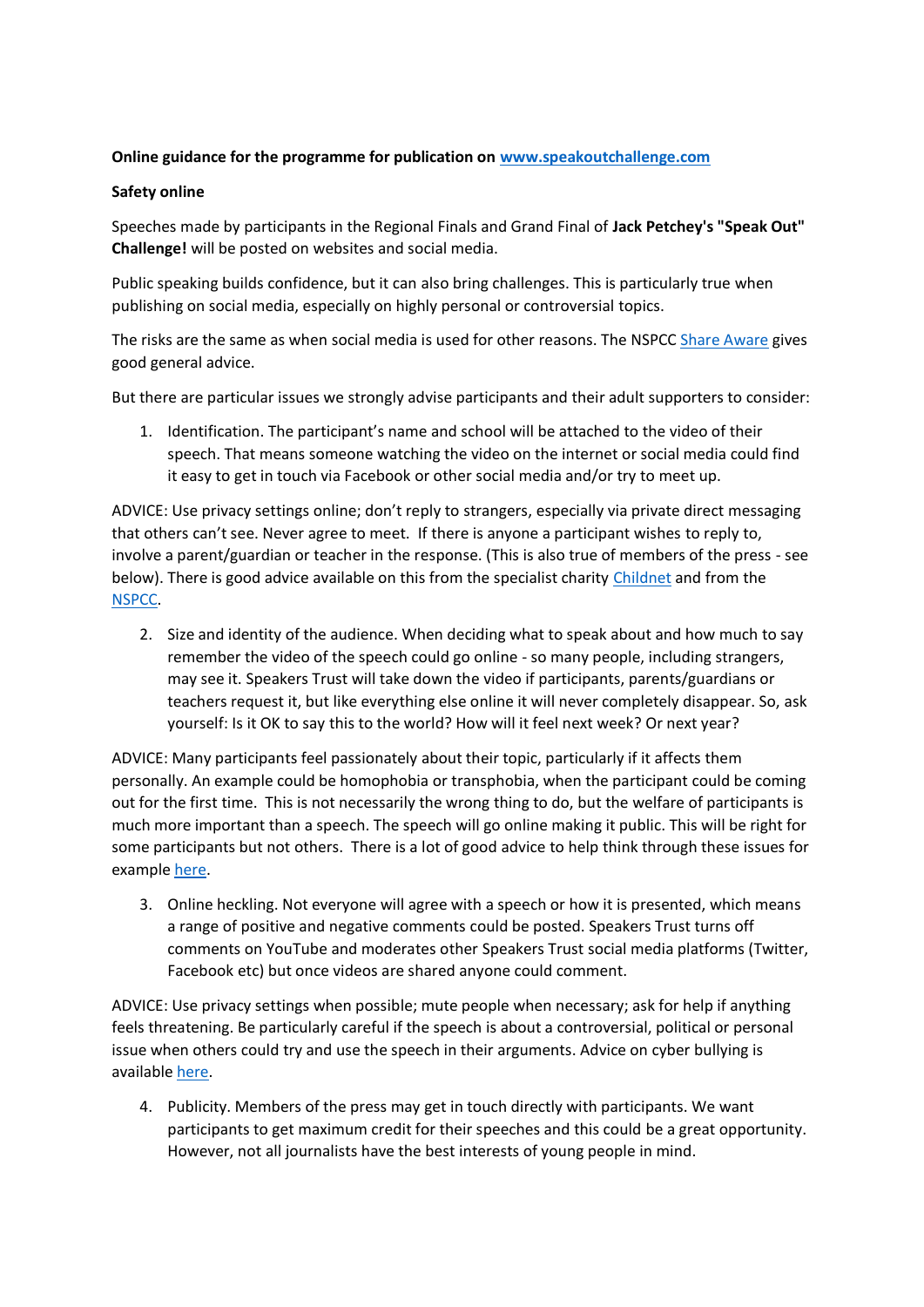**Online guidance for the programme for publication on [www.speakoutchallenge.com](www.speakoutchallenge.com)**

**Safety online**

Speeches made by participants in the Regional Finals and Grand Final of **Jack Petchey's "Speak Out" Challenge!** will be posted on websites and social media.

Public speaking builds confidence, but it can also bring challenges. This is particularly true when publishing on social media, especially on highly personal or controversial topics.

The risks are the same as when social media is used for other reasons. The NSPCC Share Aware gives good general advice.

But there are particular issues we strongly advise participants and their adult supporters to consider:

1. Identification. The participant's name and school will be attached to the video of their speech. That means someone watching the video on the internet or social media could find it easy to get in touch via Facebook or other social media and/or try to meet up.

ADVICE: Use privacy settings online; don't reply to strangers, especially via private direct messaging that others can't see. Never agree to meet. If there is anyone a participant wishes to reply to, involve a parent/guardian or teacher in the response. (This is also true of members of the press - see below). There is good advice available on this from the specialist charity Childnet and from the NSPCC.

2. Size and identity of the audience. When deciding what to speak about and how much to say remember the video of the speech could go online - so many people, including strangers, may see it. Speakers Trust will take down the video if participants, parents/guardians or teachers request it, but like everything else online it will never completely disappear. So, ask yourself: Is it OK to say this to the world? How will it feel next week? Or next year?

ADVICE: Many participants feel passionately about their topic, particularly if it affects them personally. An example could be homophobia or transphobia, when the participant could be coming out for the first time. This is not necessarily the wrong thing to do, but the welfare of participants is much more important than a speech. The speech will go online making it public. This will be right for some participants but not others. There is a lot of good advice to help think through these issues for example here.

3. Online heckling. Not everyone will agree with a speech or how it is presented, which means a range of positive and negative comments could be posted. Speakers Trust turns off comments on YouTube and moderates other Speakers Trust social media platforms (Twitter, Facebook etc) but once videos are shared anyone could comment.

ADVICE: Use privacy settings when possible; mute people when necessary; ask for help if anything feels threatening. Be particularly careful if the speech is about a controversial, political or personal issue when others could try and use the speech in their arguments. Advice on cyber bullying is available here.

4. Publicity. Members of the press may get in touch directly with participants. We want participants to get maximum credit for their speeches and this could be a great opportunity. However, not all journalists have the best interests of young people in mind.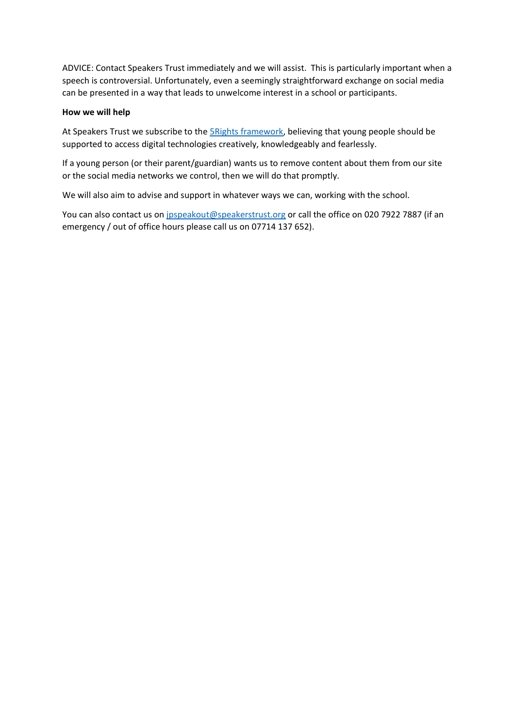ADVICE: Contact Speakers Trust immediately and we will assist. This is particularly important when a speech is controversial. Unfortunately, even a seemingly straightforward exchange on social media can be presented in a way that leads to unwelcome interest in a school or participants.

**How we will help**

At Speakers Trust we subscribe to the 5Rights framework, believing that young people should be supported to access digital technologies creatively, knowledgeably and fearlessly.

If a young person (or their parent/guardian) wants us to remove content about them from our site or the social media networks we control, then we will do that promptly.

We will also aim to advise and support in whatever ways we can, working with the school.

You can also contact us on jpspeakout@speakerstrust.org or call the office on 020 7922 7887 (if an emergency / out of office hours please call us on 07714 137 652).